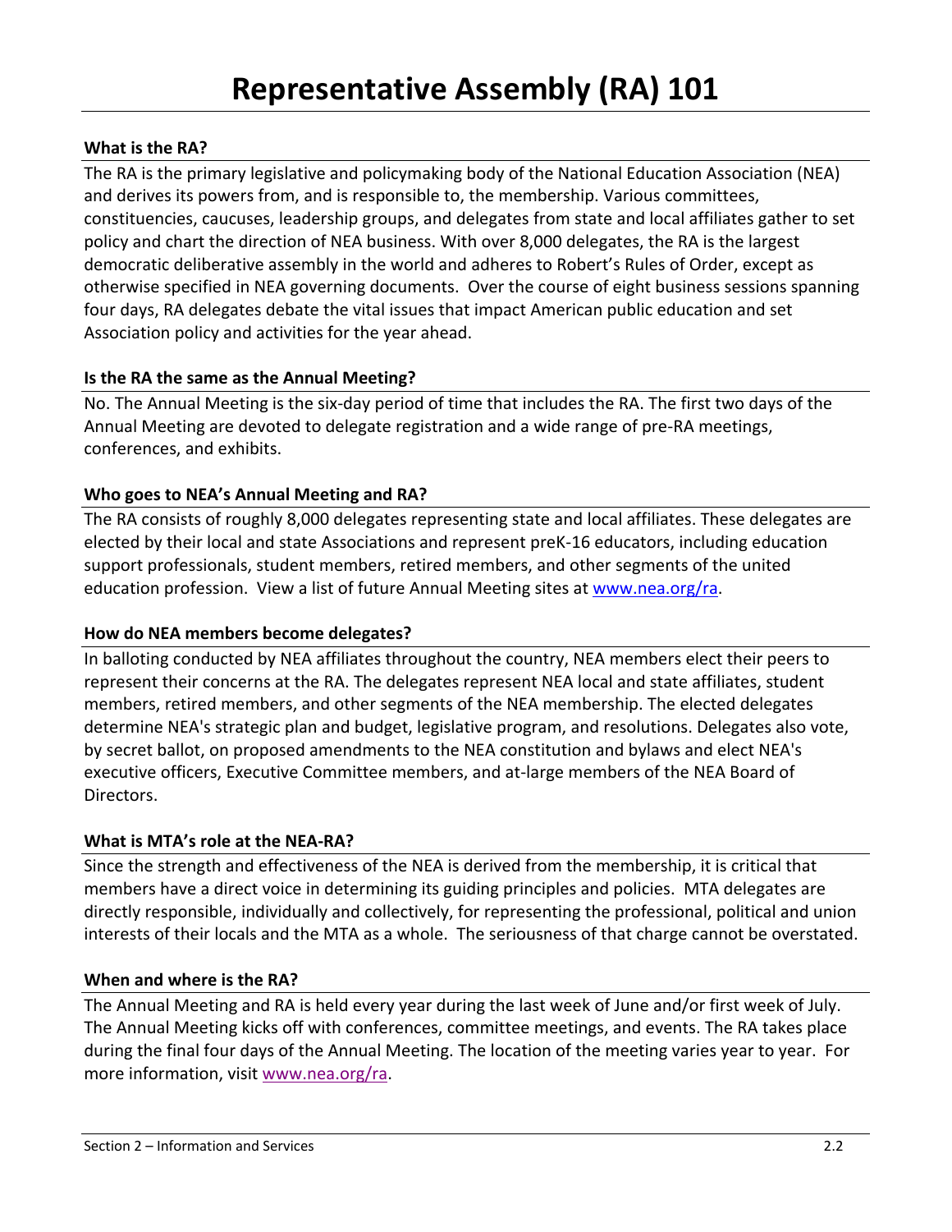# Representative Assembly (RA) 101

### What is the RA?

The RA is the primary legislative and policymaking body of the National Education Association (NEA) and derives its powers from, and is responsible to, the membership. Various committees, constituencies, caucuses, leadership groups, and delegates from state and local affiliates gather to set policy and chart the direction of NEA business. With over 8,000 delegates, the RA is the largest democratic deliberative assembly in the world and adheres to Robert's Rules of Order, except as otherwise specified in NEA governing documents. Over the course of eight business sessions spanning four days, RA delegates debate the vital issues that impact American public education and set Association policy and activities for the year ahead.

### Is the RA the same as the Annual Meeting?

No. The Annual Meeting is the six-day period of time that includes the RA. The first two days of the Annual Meeting are devoted to delegate registration and a wide range of pre-RA meetings, conferences, and exhibits.

### Who goes to NEA's Annual Meeting and RA?

The RA consists of roughly 8,000 delegates representing state and local affiliates. These delegates are elected by their local and state Associations and represent preK-16 educators, including education support professionals, student members, retired members, and other segments of the united education profession. View a list of future Annual Meeting sites at www.nea.org/ra.

### How do NEA members become delegates?

In balloting conducted by NEA affiliates throughout the country, NEA members elect their peers to represent their concerns at the RA. The delegates represent NEA local and state affiliates, student members, retired members, and other segments of the NEA membership. The elected delegates determine NEA's strategic plan and budget, legislative program, and resolutions. Delegates also vote, by secret ballot, on proposed amendments to the NEA constitution and bylaws and elect NEA's executive officers, Executive Committee members, and at-large members of the NEA Board of Directors.

### What is MTA's role at the NEA-RA?

Since the strength and effectiveness of the NEA is derived from the membership, it is critical that members have a direct voice in determining its guiding principles and policies. MTA delegates are directly responsible, individually and collectively, for representing the professional, political and union interests of their locals and the MTA as a whole. The seriousness of that charge cannot be overstated.

### When and where is the RA?

The Annual Meeting and RA is held every year during the last week of June and/or first week of July. The Annual Meeting kicks off with conferences, committee meetings, and events. The RA takes place during the final four days of the Annual Meeting. The location of the meeting varies year to year. For more information, visit www.nea.org/ra.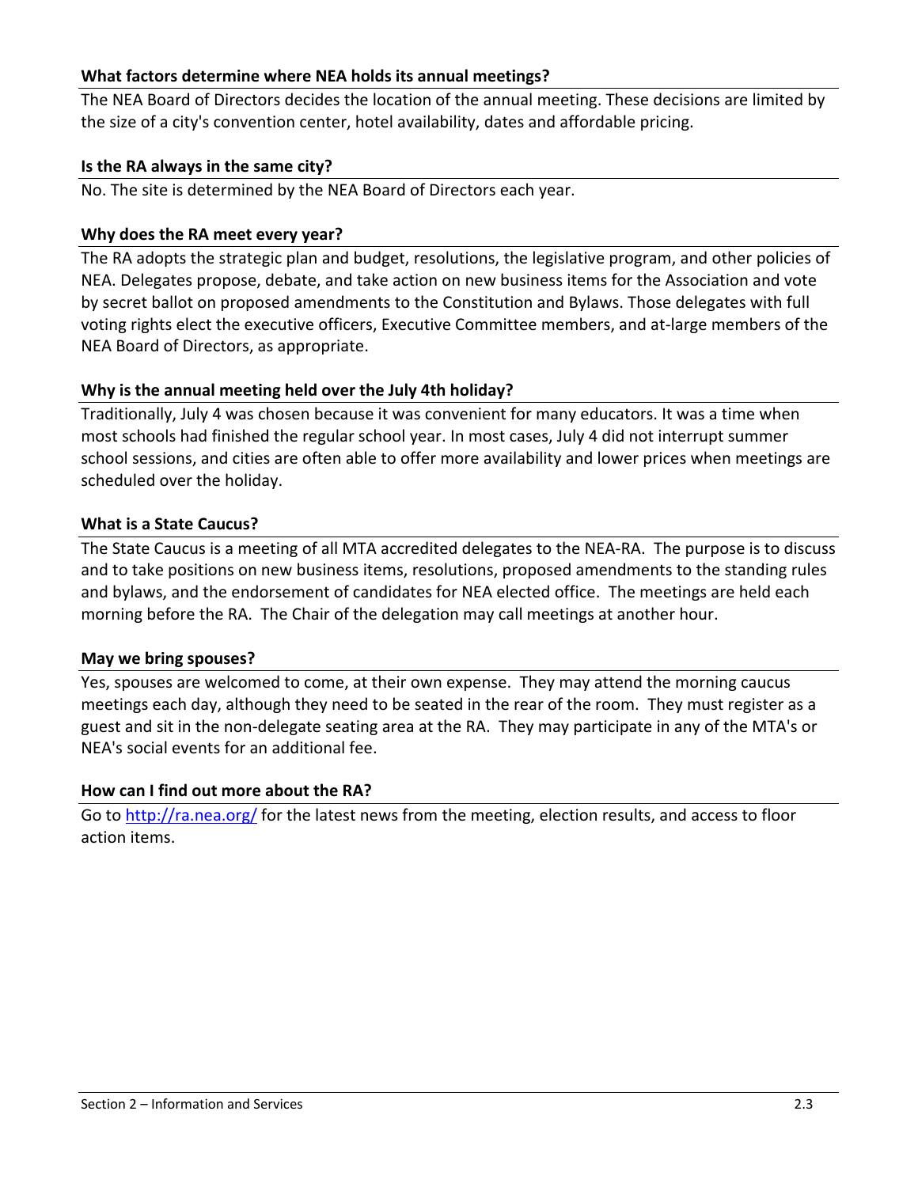**What factors determine where NEA holds its annual meetings?**

The NEA Board of Directors decides the location of the annual meeting. These decisions are limited by the size of a city's convention center, hotel availability, dates and affordable pricing.

**Is the RA always in the same city?**

No. The site is determined by the NEA Board of Directors each year.

**Why does the RA meet every year?**

The RA adopts the strategic plan and budget, resolutions, the legislative program, and other policies of NEA. Delegates propose, debate, and take action on new business items for the Association and vote by secret ballot on proposed amendments to the Constitution and Bylaws. Those delegates with full voting rights elect the executive officers, Executive Committee members, and at-large members of the NEA Board of Directors, as appropriate.

**Why is the annual meeting held over the July 4th holiday?**

Traditionally, July 4 was chosen because it was convenient for many educators. It was a time when most schools had finished the regular school year. In most cases, July 4 did not interrupt summer school sessions, and cities are often able to offer more availability and lower prices when meetings are scheduled over the holiday.

**What is a State Caucus?**

The State Caucus is a meeting of all MTA accredited delegates to the NEA-RA. The purpose is to discuss and to take positions on new business items, resolutions, proposed amendments to the standing rules and bylaws, and the endorsement of candidates for NEA elected office. The meetings are held each morning before the RA. The Chair of the delegation may call meetings at another hour.

**May we bring spouses?**

Yes, spouses are welcomed to come, at their own expense. They may attend the morning caucus meetings each day, although they need to be seated in the rear of the room. They must register as a guest and sit in the non-delegate seating area at the RA. They may participate in any of the MTA's or NEA's social events for an additional fee.

**How can I find out more about the RA?**

Go to http://ra.nea.org/ for the latest news from the meeting, election results, and access to floor action items.